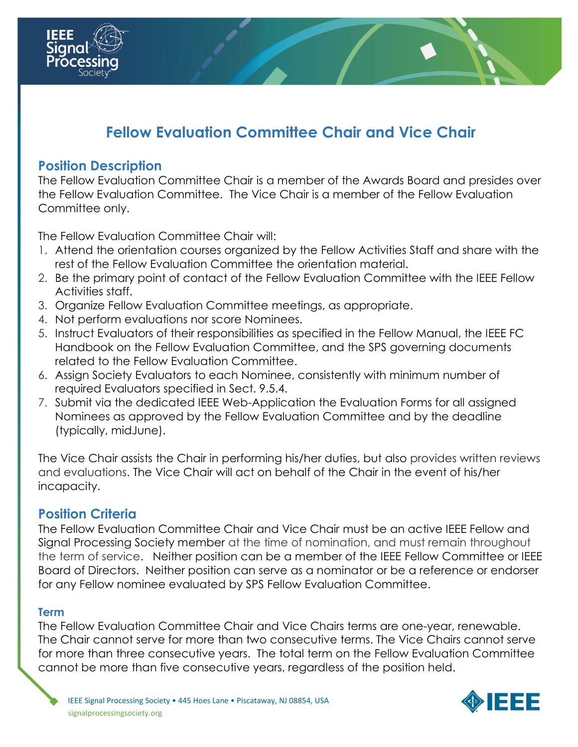# Fellow Evaluation Committee Chair and Vice Chair

## Position Description

The Fellow Evaluation Committee Chair is a member of the Awards Board and presides over the Fellow Evaluation Committee. The Vice Chair is a member of the Fellow Evaluation Committee only.

The Fellow Evaluation Committee Chair will:

1. Attend the orientation courses organized by the Fellow Activities Staff and share with the rest of the Fellow Evaluation Committee the orientation material.
2. Be the primary point of contact of the Fellow Evaluation Committee with the IEEE Fellow Activities staff.
3. Organize Fellow Evaluation Committee meetings, as appropriate.
4. Not perform evaluations nor score Nominees.
5. Instruct Evaluators of their responsibilities as specified in the Fellow Manual, the IEEE FC Handbook on the Fellow Evaluation Committee, and the SPS governing documents related to the Fellow Evaluation Committee.
6. Assign Society Evaluators to each Nominee, consistently with minimum number of required Evaluators specified in Sect. 9.5.4.
7. Submit via the dedicated IEEE Web-Application the Evaluation Forms for all assigned Nominees as approved by the Fellow Evaluation Committee and by the deadline (typically, midJune).

The Vice Chair assists the Chair in performing his/her duties, but also provides written reviews and evaluations. The Vice Chair will act on behalf of the Chair in the event of his/her incapacity.

## Position Criteria

The Fellow Evaluation Committee Chair and Vice Chair must be an active IEEE Fellow and Signal Processing Society member at the time of nomination, and must remain throughout the term of service. Neither position can be a member of the IEEE Fellow Committee or IEEE Board of Directors. Neither position can serve as a nominator or be a reference or endorser for any Fellow nominee evaluated by SPS Fellow Evaluation Committee.

### Term

The Fellow Evaluation Committee Chair and Vice Chairs terms are one-year, renewable. The Chair cannot serve for more than two consecutive terms. The Vice Chairs cannot serve for more than three consecutive years. The total term on the Fellow Evaluation Committee cannot be more than five consecutive years, regardless of the position held.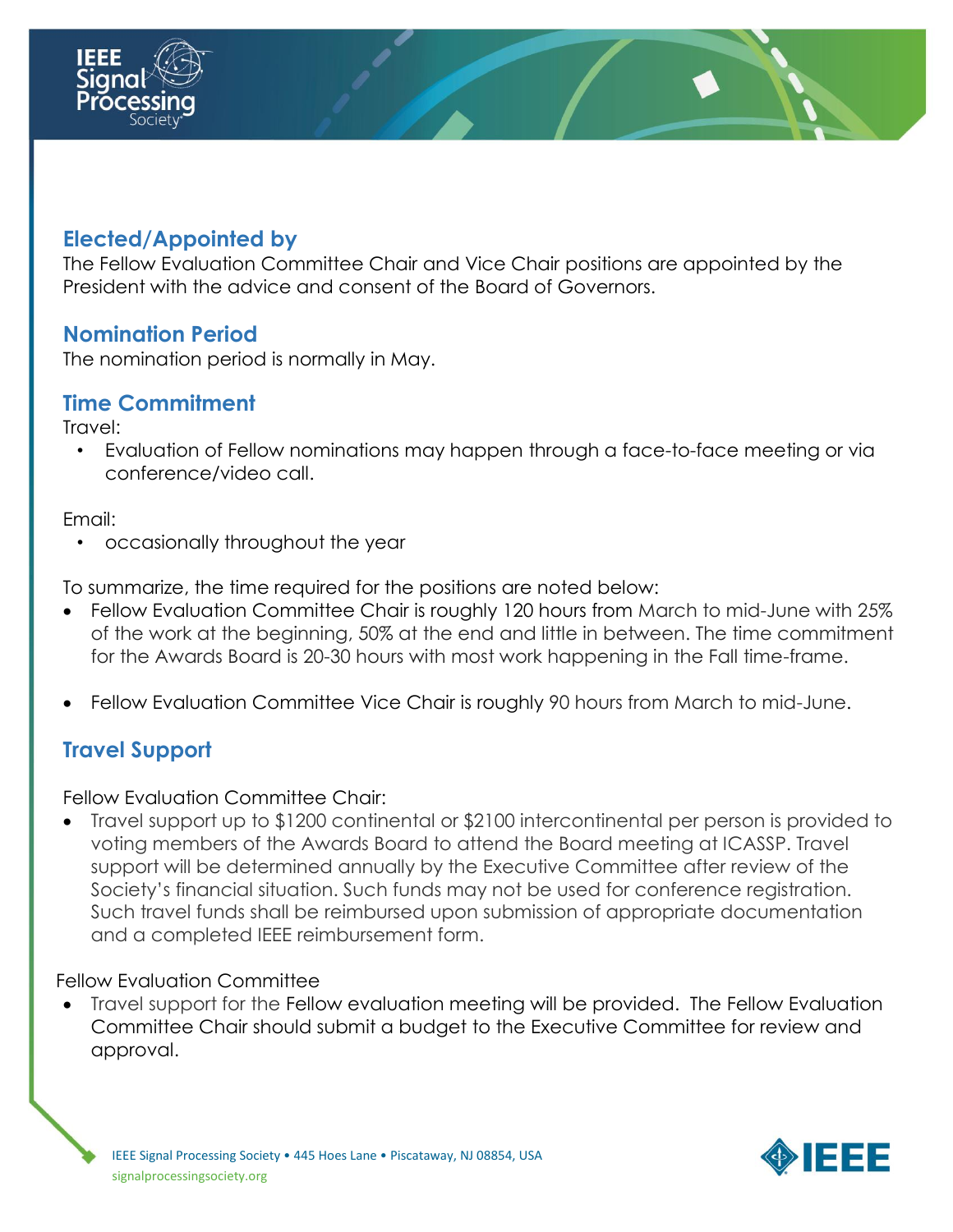## Elected/Appointed by

The Fellow Evaluation Committee Chair and Vice Chair positions are appointed by the President with the advice and consent of the Board of Governors.

## Nomination Period

The nomination period is normally in May.

## Time Commitment

Travel:

- Evaluation of Fellow nominations may happen through a face-to-face meeting or via conference/video call.

Email:

- occasionally throughout the year

To summarize, the time required for the positions are noted below:

- Fellow Evaluation Committee Chair is roughly 120 hours from March to mid-June with 25% of the work at the beginning, 50% at the end and little in between. The time commitment for the Awards Board is 20-30 hours with most work happening in the Fall time-frame.
- Fellow Evaluation Committee Vice Chair is roughly 90 hours from March to mid-June.

## Travel Support

Fellow Evaluation Committee Chair:

- Travel support up to $1200 continental or $2100 intercontinental per person is provided to voting members of the Awards Board to attend the Board meeting at ICASSP. Travel support will be determined annually by the Executive Committee after review of the Society's financial situation. Such funds may not be used for conference registration. Such travel funds shall be reimbursed upon submission of appropriate documentation and a completed IEEE reimbursement form.

Fellow Evaluation Committee

- Travel support for the Fellow evaluation meeting will be provided. The Fellow Evaluation Committee Chair should submit a budget to the Executive Committee for review and approval.